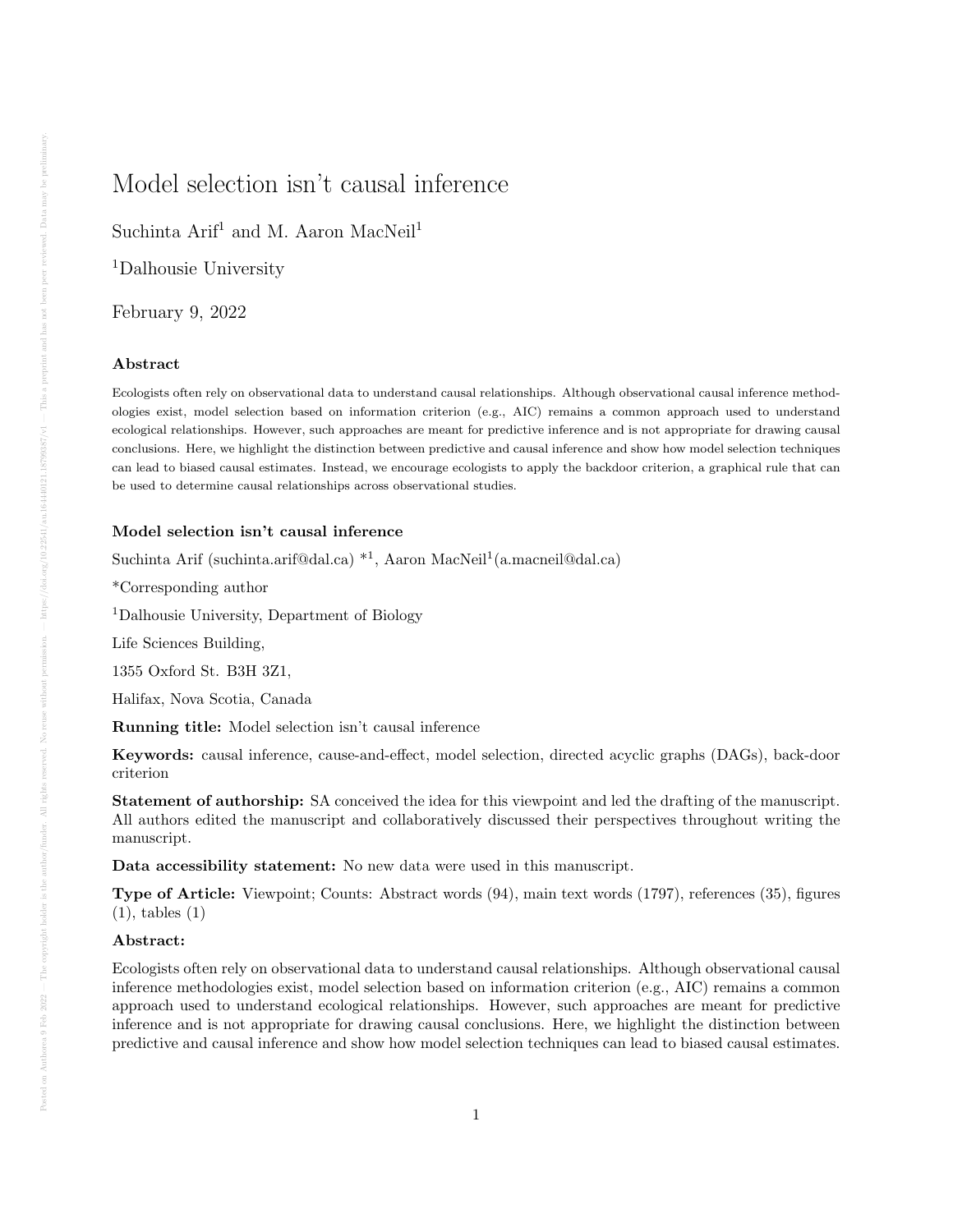# Model selection isn't causal inference

Suchinta Arif[1] and M. Aaron MacNeil[1]

[1]Dalhousie University

February 9, 2022

### Abstract

Ecologists often rely on observational data to understand causal relationships. Although observational causal inference methodologies exist, model selection based on information criterion (e.g., AIC) remains a common approach used to understand ecological relationships. However, such approaches are meant for predictive inference and is not appropriate for drawing causal conclusions. Here, we highlight the distinction between predictive and causal inference and show how model selection techniques can lead to biased causal estimates. Instead, we encourage ecologists to apply the backdoor criterion, a graphical rule that can be used to determine causal relationships across observational studies.

### Model selection isn't causal inference

Suchinta Arif (suchinta.arif@dal.ca) *[1], Aaron MacNeil[1](a.macneil@dal.ca)

*Corresponding author

[1]Dalhousie University, Department of Biology

Life Sciences Building,

1355 Oxford St. B3H 3Z1,

Halifax, Nova Scotia, Canada

**Running title:** Model selection isn't causal inference

**Keywords:** causal inference, cause-and-effect, model selection, directed acyclic graphs (DAGs), back-door criterion

**Statement of authorship:** SA conceived the idea for this viewpoint and led the drafting of the manuscript. All authors edited the manuscript and collaboratively discussed their perspectives throughout writing the manuscript.

**Data accessibility statement:** No new data were used in this manuscript.

**Type of Article:** Viewpoint; Counts: Abstract words (94), main text words (1797), references (35), figures (1), tables (1)

**Abstract:**

Ecologists often rely on observational data to understand causal relationships. Although observational causal inference methodologies exist, model selection based on information criterion (e.g., AIC) remains a common approach used to understand ecological relationships. However, such approaches are meant for predictive inference and is not appropriate for drawing causal conclusions. Here, we highlight the distinction between predictive and causal inference and show how model selection techniques can lead to biased causal estimates.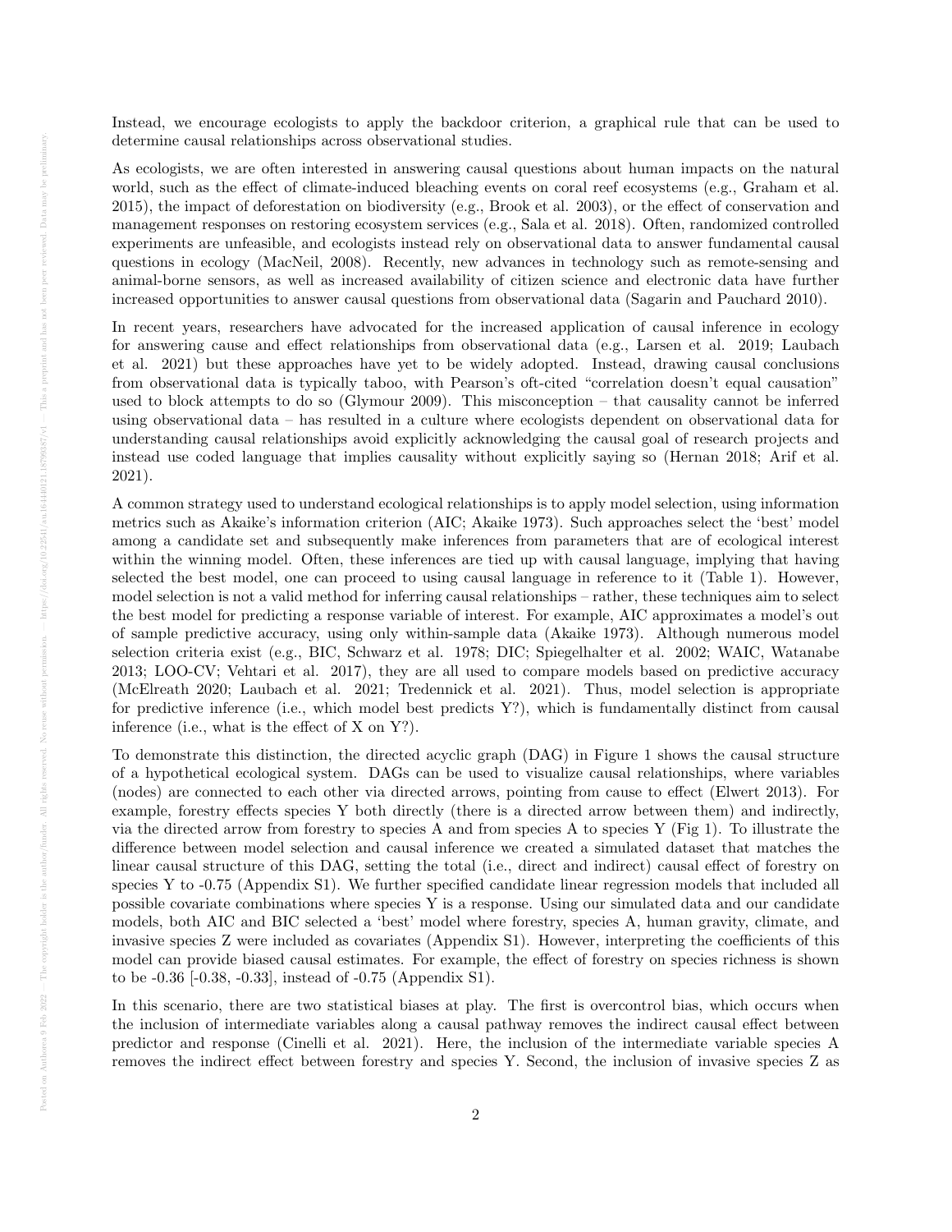Instead, we encourage ecologists to apply the backdoor criterion, a graphical rule that can be used to determine causal relationships across observational studies.

As ecologists, we are often interested in answering causal questions about human impacts on the natural world, such as the effect of climate-induced bleaching events on coral reef ecosystems (e.g., Graham et al. 2015), the impact of deforestation on biodiversity (e.g., Brook et al. 2003), or the effect of conservation and management responses on restoring ecosystem services (e.g., Sala et al. 2018). Often, randomized controlled experiments are unfeasible, and ecologists instead rely on observational data to answer fundamental causal questions in ecology (MacNeil, 2008). Recently, new advances in technology such as remote-sensing and animal-borne sensors, as well as increased availability of citizen science and electronic data have further increased opportunities to answer causal questions from observational data (Sagarin and Pauchard 2010).

In recent years, researchers have advocated for the increased application of causal inference in ecology for answering cause and effect relationships from observational data (e.g., Larsen et al. 2019; Laubach et al. 2021) but these approaches have yet to be widely adopted. Instead, drawing causal conclusions from observational data is typically taboo, with Pearson's oft-cited "correlation doesn't equal causation" used to block attempts to do so (Glymour 2009). This misconception – that causality cannot be inferred using observational data – has resulted in a culture where ecologists dependent on observational data for understanding causal relationships avoid explicitly acknowledging the causal goal of research projects and instead use coded language that implies causality without explicitly saying so (Hernan 2018; Arif et al. 2021).

A common strategy used to understand ecological relationships is to apply model selection, using information metrics such as Akaike's information criterion (AIC; Akaike 1973). Such approaches select the 'best' model among a candidate set and subsequently make inferences from parameters that are of ecological interest within the winning model. Often, these inferences are tied up with causal language, implying that having selected the best model, one can proceed to using causal language in reference to it (Table 1). However, model selection is not a valid method for inferring causal relationships – rather, these techniques aim to select the best model for predicting a response variable of interest. For example, AIC approximates a model's out of sample predictive accuracy, using only within-sample data (Akaike 1973). Although numerous model selection criteria exist (e.g., BIC, Schwarz et al. 1978; DIC; Spiegelhalter et al. 2002; WAIC, Watanabe 2013; LOO-CV; Vehtari et al. 2017), they are all used to compare models based on predictive accuracy (McElreath 2020; Laubach et al. 2021; Tredennick et al. 2021). Thus, model selection is appropriate for predictive inference (i.e., which model best predicts Y?), which is fundamentally distinct from causal inference (i.e., what is the effect of X on Y?).

To demonstrate this distinction, the directed acyclic graph (DAG) in Figure 1 shows the causal structure of a hypothetical ecological system. DAGs can be used to visualize causal relationships, where variables (nodes) are connected to each other via directed arrows, pointing from cause to effect (Elwert 2013). For example, forestry effects species Y both directly (there is a directed arrow between them) and indirectly, via the directed arrow from forestry to species A and from species A to species Y (Fig 1). To illustrate the difference between model selection and causal inference we created a simulated dataset that matches the linear causal structure of this DAG, setting the total (i.e., direct and indirect) causal effect of forestry on species Y to -0.75 (Appendix S1). We further specified candidate linear regression models that included all possible covariate combinations where species Y is a response. Using our simulated data and our candidate models, both AIC and BIC selected a 'best' model where forestry, species A, human gravity, climate, and invasive species Z were included as covariates (Appendix S1). However, interpreting the coefficients of this model can provide biased causal estimates. For example, the effect of forestry on species richness is shown to be -0.36 [-0.38, -0.33], instead of -0.75 (Appendix S1).

In this scenario, there are two statistical biases at play. The first is overcontrol bias, which occurs when the inclusion of intermediate variables along a causal pathway removes the indirect causal effect between predictor and response (Cinelli et al. 2021). Here, the inclusion of the intermediate variable species A removes the indirect effect between forestry and species Y. Second, the inclusion of invasive species Z as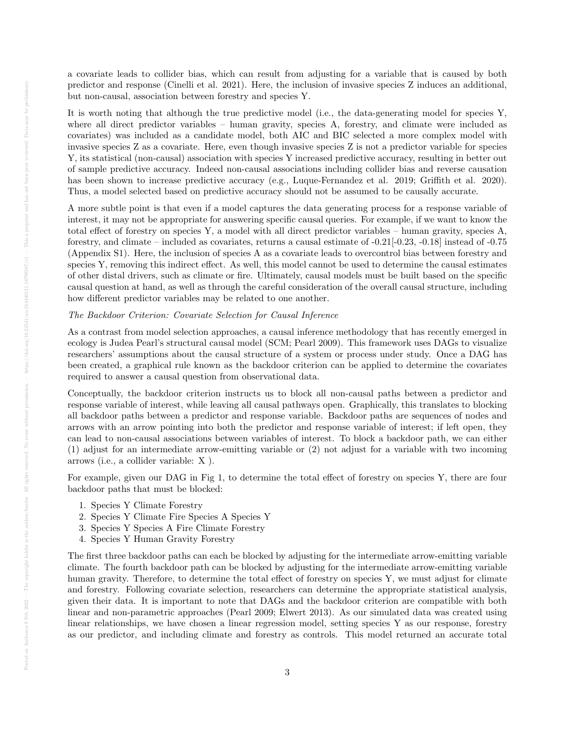a covariate leads to collider bias, which can result from adjusting for a variable that is caused by both predictor and response (Cinelli et al. 2021). Here, the inclusion of invasive species Z induces an additional, but non-causal, association between forestry and species Y.

It is worth noting that although the true predictive model (i.e., the data-generating model for species Y, where all direct predictor variables – human gravity, species A, forestry, and climate were included as covariates) was included as a candidate model, both AIC and BIC selected a more complex model with invasive species Z as a covariate. Here, even though invasive species Z is not a predictor variable for species Y, its statistical (non-causal) association with species Y increased predictive accuracy, resulting in better out of sample predictive accuracy. Indeed non-causal associations including collider bias and reverse causation has been shown to increase predictive accuracy (e.g., Luque-Fernandez et al. 2019; Griffith et al. 2020). Thus, a model selected based on predictive accuracy should not be assumed to be causally accurate.

A more subtle point is that even if a model captures the data generating process for a response variable of interest, it may not be appropriate for answering specific causal queries. For example, if we want to know the total effect of forestry on species Y, a model with all direct predictor variables – human gravity, species A, forestry, and climate – included as covariates, returns a causal estimate of -0.21[-0.23, -0.18] instead of -0.75 (Appendix S1). Here, the inclusion of species A as a covariate leads to overcontrol bias between forestry and species Y, removing this indirect effect. As well, this model cannot be used to determine the causal estimates of other distal drivers, such as climate or fire. Ultimately, causal models must be built based on the specific causal question at hand, as well as through the careful consideration of the overall causal structure, including how different predictor variables may be related to one another.

*The Backdoor Criterion: Covariate Selection for Causal Inference*

As a contrast from model selection approaches, a causal inference methodology that has recently emerged in ecology is Judea Pearl's structural causal model (SCM; Pearl 2009). This framework uses DAGs to visualize researchers' assumptions about the causal structure of a system or process under study. Once a DAG has been created, a graphical rule known as the backdoor criterion can be applied to determine the covariates required to answer a causal question from observational data.

Conceptually, the backdoor criterion instructs us to block all non-causal paths between a predictor and response variable of interest, while leaving all causal pathways open. Graphically, this translates to blocking all backdoor paths between a predictor and response variable. Backdoor paths are sequences of nodes and arrows with an arrow pointing into both the predictor and response variable of interest; if left open, they can lead to non-causal associations between variables of interest. To block a backdoor path, we can either (1) adjust for an intermediate arrow-emitting variable or (2) not adjust for a variable with two incoming arrows (i.e., a collider variable: X ).

For example, given our DAG in Fig 1, to determine the total effect of forestry on species Y, there are four backdoor paths that must be blocked:

1. Species Y Climate Forestry
2. Species Y Climate Fire Species A Species Y
3. Species Y Species A Fire Climate Forestry
4. Species Y Human Gravity Forestry

The first three backdoor paths can each be blocked by adjusting for the intermediate arrow-emitting variable climate. The fourth backdoor path can be blocked by adjusting for the intermediate arrow-emitting variable human gravity. Therefore, to determine the total effect of forestry on species Y, we must adjust for climate and forestry. Following covariate selection, researchers can determine the appropriate statistical analysis, given their data. It is important to note that DAGs and the backdoor criterion are compatible with both linear and non-parametric approaches (Pearl 2009; Elwert 2013). As our simulated data was created using linear relationships, we have chosen a linear regression model, setting species Y as our response, forestry as our predictor, and including climate and forestry as controls. This model returned an accurate total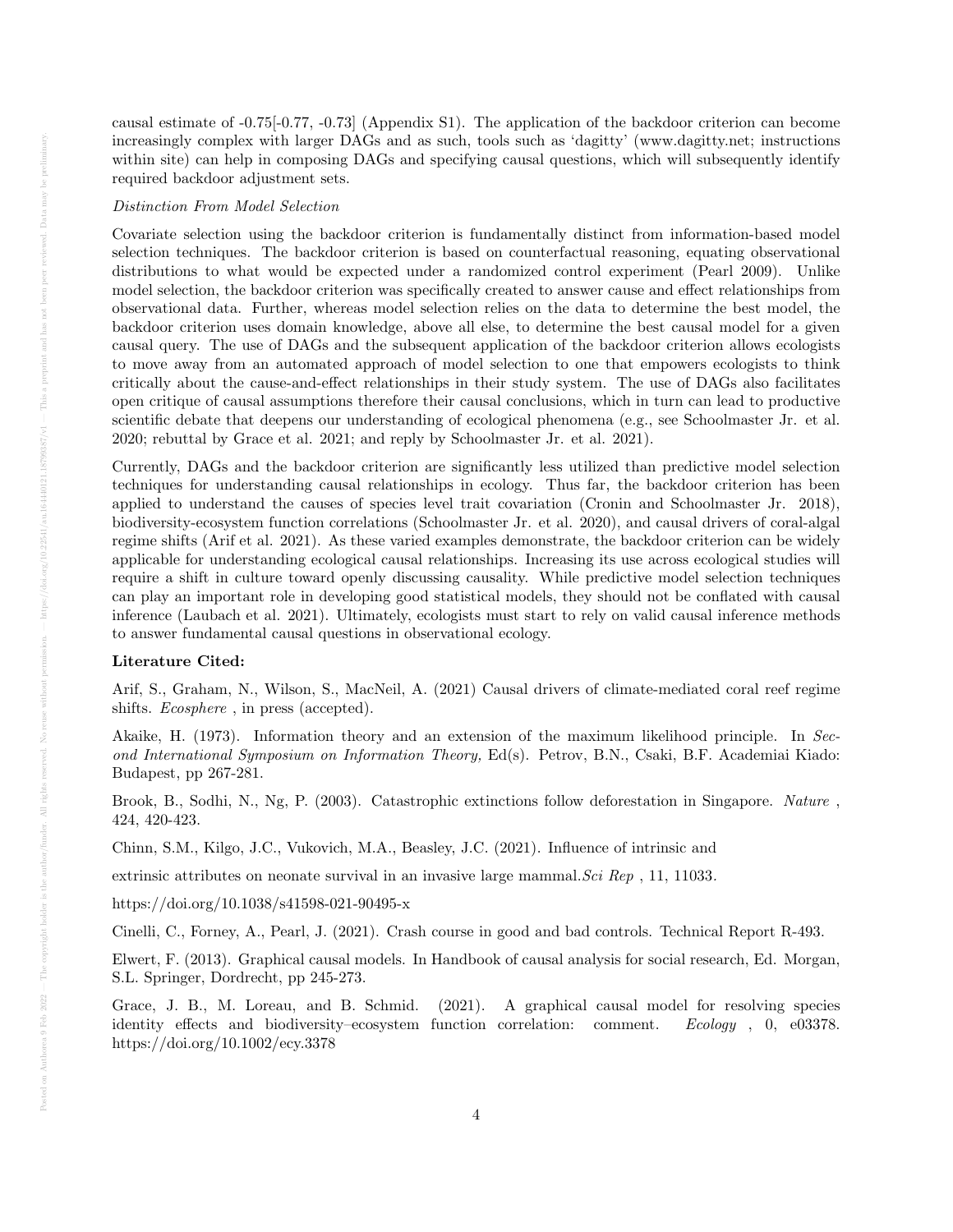causal estimate of -0.75[-0.77, -0.73] (Appendix S1). The application of the backdoor criterion can become increasingly complex with larger DAGs and as such, tools such as 'dagitty' (www.dagitty.net; instructions within site) can help in composing DAGs and specifying causal questions, which will subsequently identify required backdoor adjustment sets.

*Distinction From Model Selection*

Covariate selection using the backdoor criterion is fundamentally distinct from information-based model selection techniques. The backdoor criterion is based on counterfactual reasoning, equating observational distributions to what would be expected under a randomized control experiment (Pearl 2009). Unlike model selection, the backdoor criterion was specifically created to answer cause and effect relationships from observational data. Further, whereas model selection relies on the data to determine the best model, the backdoor criterion uses domain knowledge, above all else, to determine the best causal model for a given causal query. The use of DAGs and the subsequent application of the backdoor criterion allows ecologists to move away from an automated approach of model selection to one that empowers ecologists to think critically about the cause-and-effect relationships in their study system. The use of DAGs also facilitates open critique of causal assumptions therefore their causal conclusions, which in turn can lead to productive scientific debate that deepens our understanding of ecological phenomena (e.g., see Schoolmaster Jr. et al. 2020; rebuttal by Grace et al. 2021; and reply by Schoolmaster Jr. et al. 2021).

Currently, DAGs and the backdoor criterion are significantly less utilized than predictive model selection techniques for understanding causal relationships in ecology. Thus far, the backdoor criterion has been applied to understand the causes of species level trait covariation (Cronin and Schoolmaster Jr. 2018), biodiversity-ecosystem function correlations (Schoolmaster Jr. et al. 2020), and causal drivers of coral-algal regime shifts (Arif et al. 2021). As these varied examples demonstrate, the backdoor criterion can be widely applicable for understanding ecological causal relationships. Increasing its use across ecological studies will require a shift in culture toward openly discussing causality. While predictive model selection techniques can play an important role in developing good statistical models, they should not be conflated with causal inference (Laubach et al. 2021). Ultimately, ecologists must start to rely on valid causal inference methods to answer fundamental causal questions in observational ecology.

**Literature Cited:**

Arif, S., Graham, N., Wilson, S., MacNeil, A. (2021) Causal drivers of climate-mediated coral reef regime shifts. *Ecosphere* , in press (accepted).

Akaike, H. (1973). Information theory and an extension of the maximum likelihood principle. In *Second International Symposium on Information Theory,* Ed(s). Petrov, B.N., Csaki, B.F. Academiai Kiado: Budapest, pp 267-281.

Brook, B., Sodhi, N., Ng, P. (2003). Catastrophic extinctions follow deforestation in Singapore. *Nature* , 424, 420-423.

Chinn, S.M., Kilgo, J.C., Vukovich, M.A., Beasley, J.C. (2021). Influence of intrinsic and

extrinsic attributes on neonate survival in an invasive large mammal.*Sci Rep* , 11, 11033.

https://doi.org/10.1038/s41598-021-90495-x

Cinelli, C., Forney, A., Pearl, J. (2021). Crash course in good and bad controls. Technical Report R-493.

Elwert, F. (2013). Graphical causal models. In Handbook of causal analysis for social research, Ed. Morgan, S.L. Springer, Dordrecht, pp 245-273.

Grace, J. B., M. Loreau, and B. Schmid. (2021). A graphical causal model for resolving species identity effects and biodiversity–ecosystem function correlation: comment. *Ecology* , 0, e03378. https://doi.org/10.1002/ecy.3378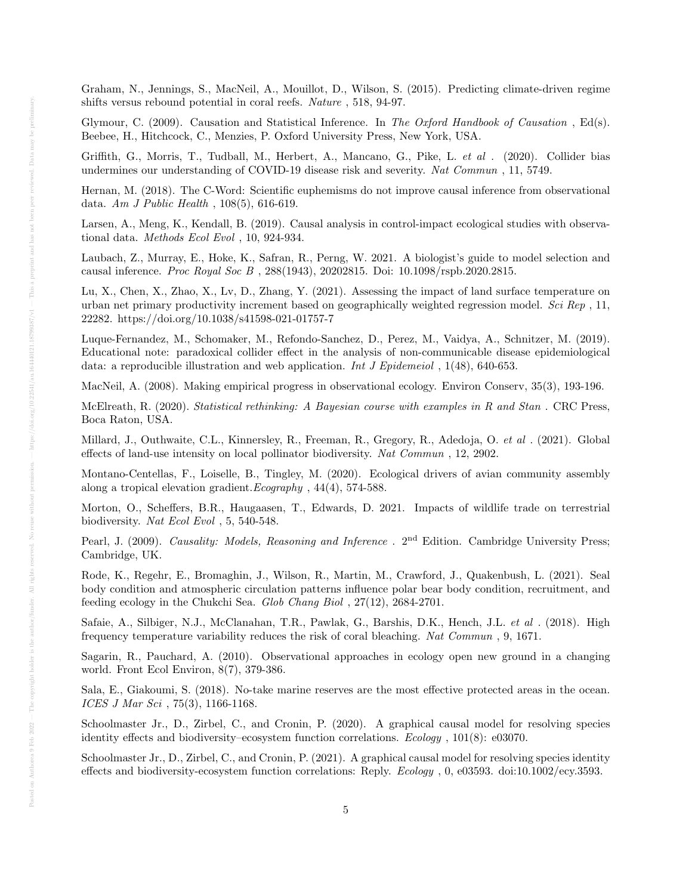Graham, N., Jennings, S., MacNeil, A., Mouillot, D., Wilson, S. (2015). Predicting climate-driven regime shifts versus rebound potential in coral reefs. *Nature* , 518, 94-97.

Glymour, C. (2009). Causation and Statistical Inference. In *The Oxford Handbook of Causation* , Ed(s). Beebee, H., Hitchcock, C., Menzies, P. Oxford University Press, New York, USA.

Griffith, G., Morris, T., Tudball, M., Herbert, A., Mancano, G., Pike, L. *et al* . (2020). Collider bias undermines our understanding of COVID-19 disease risk and severity. *Nat Commun* , 11, 5749.

Hernan, M. (2018). The C-Word: Scientific euphemisms do not improve causal inference from observational data. *Am J Public Health* , 108(5), 616-619.

Larsen, A., Meng, K., Kendall, B. (2019). Causal analysis in control-impact ecological studies with observational data. *Methods Ecol Evol* , 10, 924-934.

Laubach, Z., Murray, E., Hoke, K., Safran, R., Perng, W. 2021. A biologist's guide to model selection and causal inference. *Proc Royal Soc B* , 288(1943), 20202815. Doi: 10.1098/rspb.2020.2815.

Lu, X., Chen, X., Zhao, X., Lv, D., Zhang, Y. (2021). Assessing the impact of land surface temperature on urban net primary productivity increment based on geographically weighted regression model. *Sci Rep* , 11, 22282. https://doi.org/10.1038/s41598-021-01757-7

Luque-Fernandez, M., Schomaker, M., Refondo-Sanchez, D., Perez, M., Vaidya, A., Schnitzer, M. (2019). Educational note: paradoxical collider effect in the analysis of non-communicable disease epidemiological data: a reproducible illustration and web application. *Int J Epidemeiol* , 1(48), 640-653.

MacNeil, A. (2008). Making empirical progress in observational ecology. Environ Conserv, 35(3), 193-196.

McElreath, R. (2020). *Statistical rethinking: A Bayesian course with examples in R and Stan* . CRC Press, Boca Raton, USA.

Millard, J., Outhwaite, C.L., Kinnersley, R., Freeman, R., Gregory, R., Adedoja, O. *et al* . (2021). Global effects of land-use intensity on local pollinator biodiversity. *Nat Commun* , 12, 2902.

Montano-Centellas, F., Loiselle, B., Tingley, M. (2020). Ecological drivers of avian community assembly along a tropical elevation gradient.*Ecography* , 44(4), 574-588.

Morton, O., Scheffers, B.R., Haugaasen, T., Edwards, D. 2021. Impacts of wildlife trade on terrestrial biodiversity. *Nat Ecol Evol* , 5, 540-548.

Pearl, J. (2009). *Causality: Models, Reasoning and Inference* . 2nd Edition. Cambridge University Press; Cambridge, UK.

Rode, K., Regehr, E., Bromaghin, J., Wilson, R., Martin, M., Crawford, J., Quakenbush, L. (2021). Seal body condition and atmospheric circulation patterns influence polar bear body condition, recruitment, and feeding ecology in the Chukchi Sea. *Glob Chang Biol* , 27(12), 2684-2701.

Safaie, A., Silbiger, N.J., McClanahan, T.R., Pawlak, G., Barshis, D.K., Hench, J.L. *et al* . (2018). High frequency temperature variability reduces the risk of coral bleaching. *Nat Commun* , 9, 1671.

Sagarin, R., Pauchard, A. (2010). Observational approaches in ecology open new ground in a changing world. Front Ecol Environ, 8(7), 379-386.

Sala, E., Giakoumi, S. (2018). No-take marine reserves are the most effective protected areas in the ocean. *ICES J Mar Sci* , 75(3), 1166-1168.

Schoolmaster Jr., D., Zirbel, C., and Cronin, P. (2020). A graphical causal model for resolving species identity effects and biodiversity–ecosystem function correlations. *Ecology* , 101(8): e03070.

Schoolmaster Jr., D., Zirbel, C., and Cronin, P. (2021). A graphical causal model for resolving species identity effects and biodiversity-ecosystem function correlations: Reply. *Ecology* , 0, e03593. doi:10.1002/ecy.3593.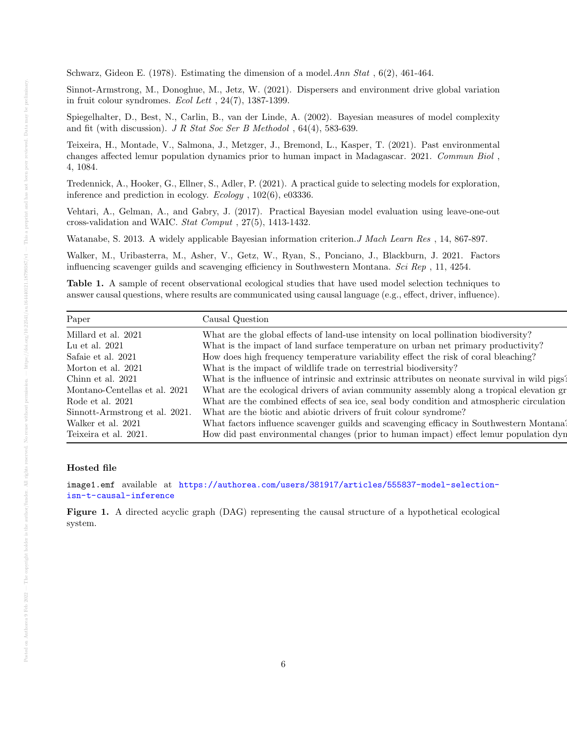Schwarz, Gideon E. (1978). Estimating the dimension of a model.*Ann Stat* , 6(2), 461-464.

Sinnot-Armstrong, M., Donoghue, M., Jetz, W. (2021). Dispersers and environment drive global variation in fruit colour syndromes. *Ecol Lett* , 24(7), 1387-1399.

Spiegelhalter, D., Best, N., Carlin, B., van der Linde, A. (2002). Bayesian measures of model complexity and fit (with discussion). *J R Stat Soc Ser B Methodol* , 64(4), 583-639.

Teixeira, H., Montade, V., Salmona, J., Metzger, J., Bremond, L., Kasper, T. (2021). Past environmental changes affected lemur population dynamics prior to human impact in Madagascar. 2021. *Commun Biol* , 4, 1084.

Tredennick, A., Hooker, G., Ellner, S., Adler, P. (2021). A practical guide to selecting models for exploration, inference and prediction in ecology. *Ecology* , 102(6), e03336.

Vehtari, A., Gelman, A., and Gabry, J. (2017). Practical Bayesian model evaluation using leave-one-out cross-validation and WAIC. *Stat Comput* , 27(5), 1413-1432.

Watanabe, S. 2013. A widely applicable Bayesian information criterion.*J Mach Learn Res* , 14, 867-897.

Walker, M., Uribasterra, M., Asher, V., Getz, W., Ryan, S., Ponciano, J., Blackburn, J. 2021. Factors influencing scavenger guilds and scavenging efficiency in Southwestern Montana. *Sci Rep* , 11, 4254.

**Table 1.** A sample of recent observational ecological studies that have used model selection techniques to answer causal questions, where results are communicated using causal language (e.g., effect, driver, influence).

| Paper | Causal Question |
|---|---|
| Millard et al. 2021 | What are the global effects of land-use intensity on local pollination biodiversity? |
| Lu et al. 2021 | What is the impact of land surface temperature on urban net primary productivity? |
| Safaie et al. 2021 | How does high frequency temperature variability effect the risk of coral bleaching? |
| Morton et al. 2021 | What is the impact of wildlife trade on terrestrial biodiversity? |
| Chinn et al. 2021 | What is the influence of intrinsic and extrinsic attributes on neonate survival in wild pigs? |
| Montano-Centellas et al. 2021 | What are the ecological drivers of avian community assembly along a tropical elevation gr |
| Rode et al. 2021 | What are the combined effects of sea ice, seal body condition and atmospheric circulation |
| Sinnott-Armstrong et al. 2021. | What are the biotic and abiotic drivers of fruit colour syndrome? |
| Walker et al. 2021 | What factors influence scavenger guilds and scavenging efficacy in Southwestern Montana? |
| Teixeira et al. 2021. | How did past environmental changes (prior to human impact) effect lemur population dyn |

**Hosted file**

`image1.emf` available at https://authorea.com/users/381917/articles/555837-model-selection-isn-t-causal-inference

**Figure 1.** A directed acyclic graph (DAG) representing the causal structure of a hypothetical ecological system.